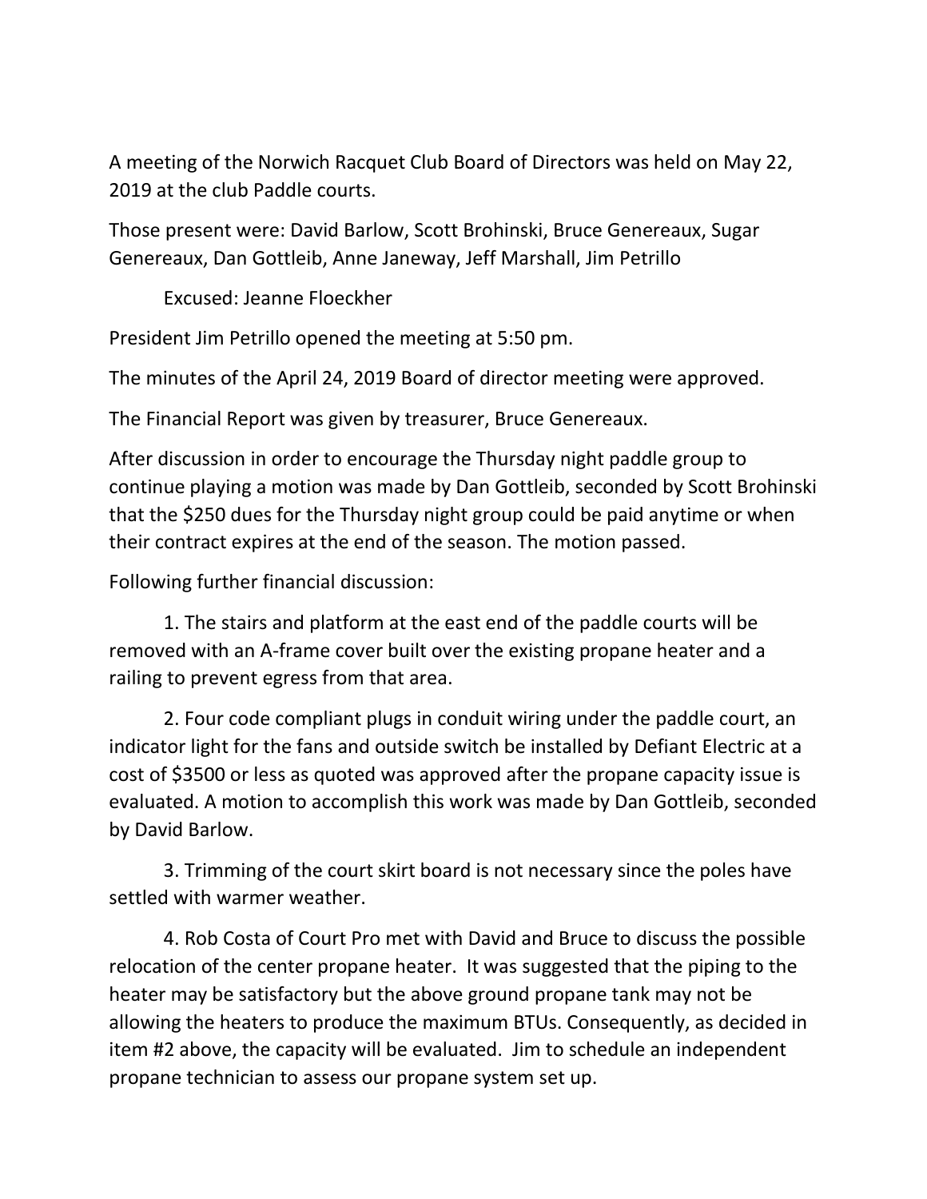A meeting of the Norwich Racquet Club Board of Directors was held on May 22, 2019 at the club Paddle courts.

Those present were: David Barlow, Scott Brohinski, Bruce Genereaux, Sugar Genereaux, Dan Gottleib, Anne Janeway, Jeff Marshall, Jim Petrillo

Excused: Jeanne Floeckher

President Jim Petrillo opened the meeting at 5:50 pm.

The minutes of the April 24, 2019 Board of director meeting were approved.

The Financial Report was given by treasurer, Bruce Genereaux.

After discussion in order to encourage the Thursday night paddle group to continue playing a motion was made by Dan Gottleib, seconded by Scott Brohinski that the $250 dues for the Thursday night group could be paid anytime or when their contract expires at the end of the season. The motion passed.

Following further financial discussion:

1. The stairs and platform at the east end of the paddle courts will be removed with an A-frame cover built over the existing propane heater and a railing to prevent egress from that area.

2. Four code compliant plugs in conduit wiring under the paddle court, an indicator light for the fans and outside switch be installed by Defiant Electric at a cost of $3500 or less as quoted was approved after the propane capacity issue is evaluated. A motion to accomplish this work was made by Dan Gottleib, seconded by David Barlow.

3. Trimming of the court skirt board is not necessary since the poles have settled with warmer weather.

4. Rob Costa of Court Pro met with David and Bruce to discuss the possible relocation of the center propane heater. It was suggested that the piping to the heater may be satisfactory but the above ground propane tank may not be allowing the heaters to produce the maximum BTUs. Consequently, as decided in item #2 above, the capacity will be evaluated. Jim to schedule an independent propane technician to assess our propane system set up.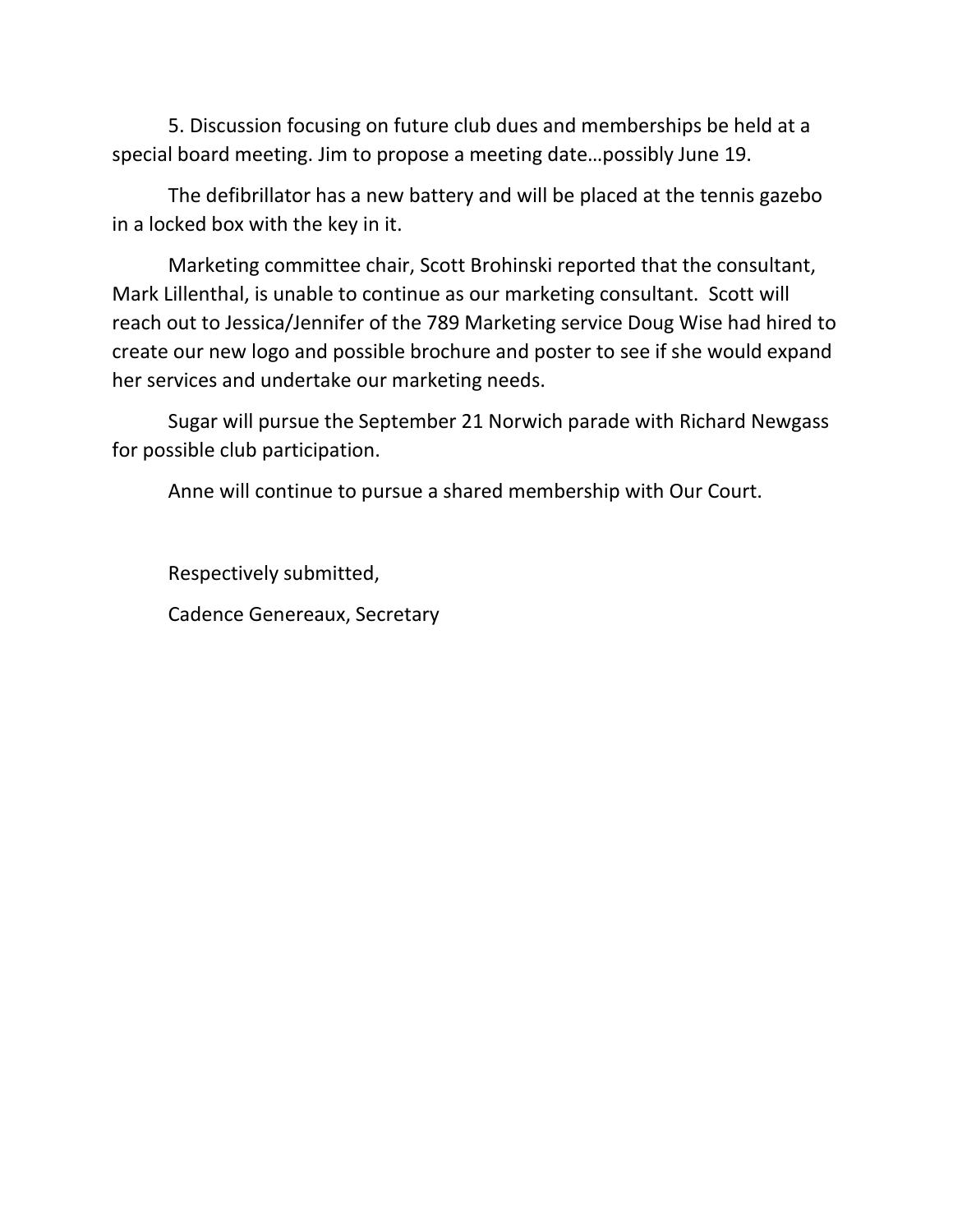5. Discussion focusing on future club dues and memberships be held at a special board meeting. Jim to propose a meeting date…possibly June 19.

The defibrillator has a new battery and will be placed at the tennis gazebo in a locked box with the key in it.

Marketing committee chair, Scott Brohinski reported that the consultant, Mark Lillenthal, is unable to continue as our marketing consultant. Scott will reach out to Jessica/Jennifer of the 789 Marketing service Doug Wise had hired to create our new logo and possible brochure and poster to see if she would expand her services and undertake our marketing needs.

Sugar will pursue the September 21 Norwich parade with Richard Newgass for possible club participation.

Anne will continue to pursue a shared membership with Our Court.

Respectively submitted,

Cadence Genereaux, Secretary